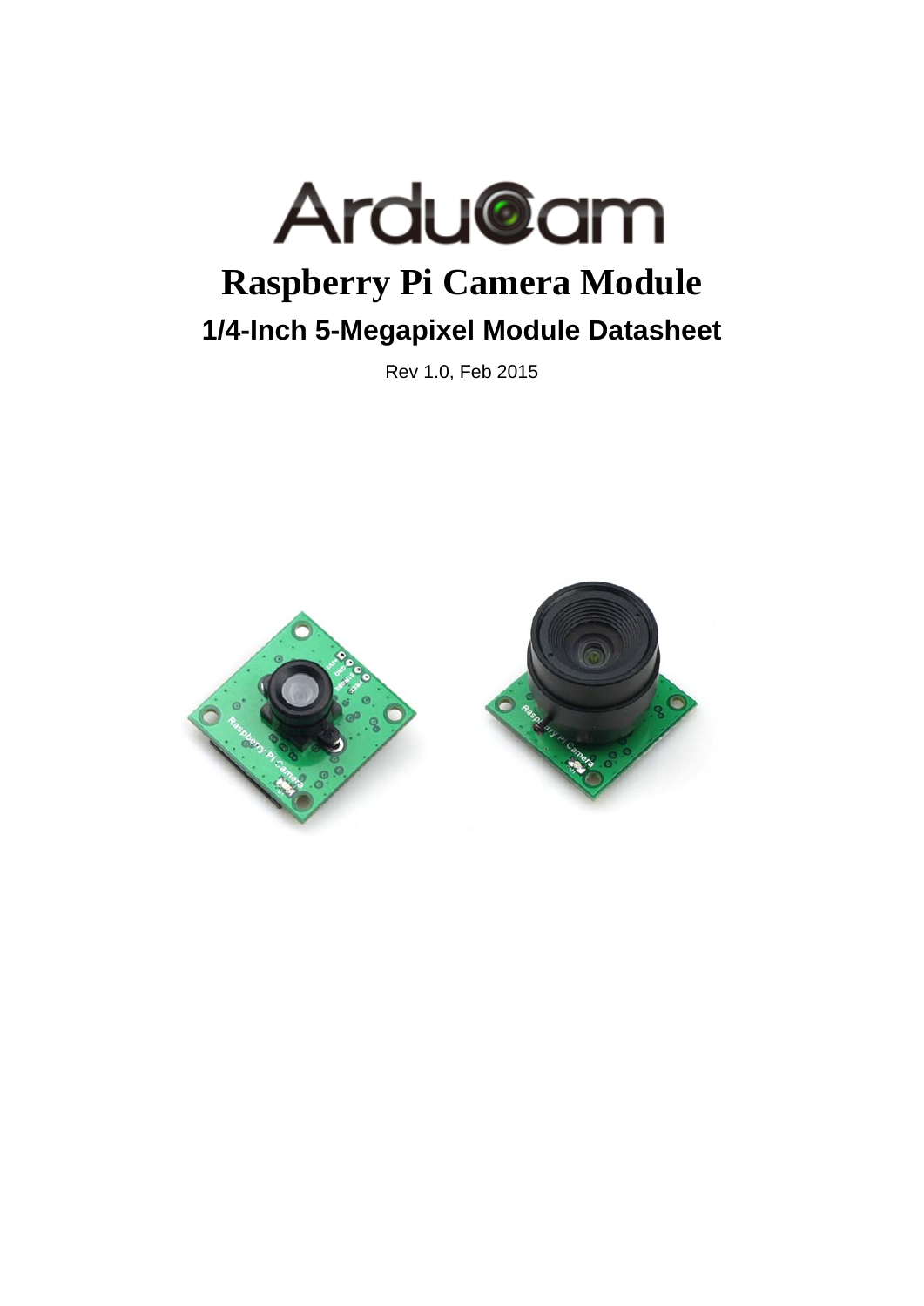# Raspberry Pi Camera Module

## 1/4-Inch 5-Megapixel Module Datasheet

Rev 1.0, Feb 2015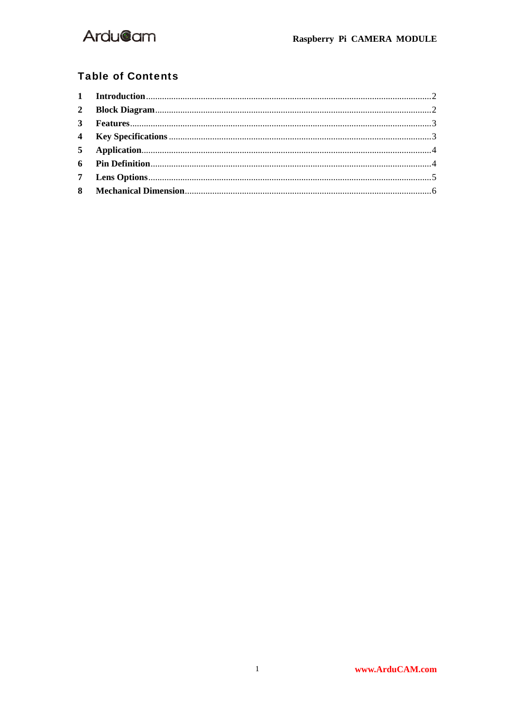## Table of Contents

| | | |
|---|---|---|
| 1 | **Introduction** | 2 |
| 2 | **Block Diagram** | 2 |
| 3 | **Features** | 3 |
| 4 | **Key Specifications** | 3 |
| 5 | **Application** | 4 |
| 6 | **Pin Definition** | 4 |
| 7 | **Lens Options** | 5 |
| 8 | **Mechanical Dimension** | 6 |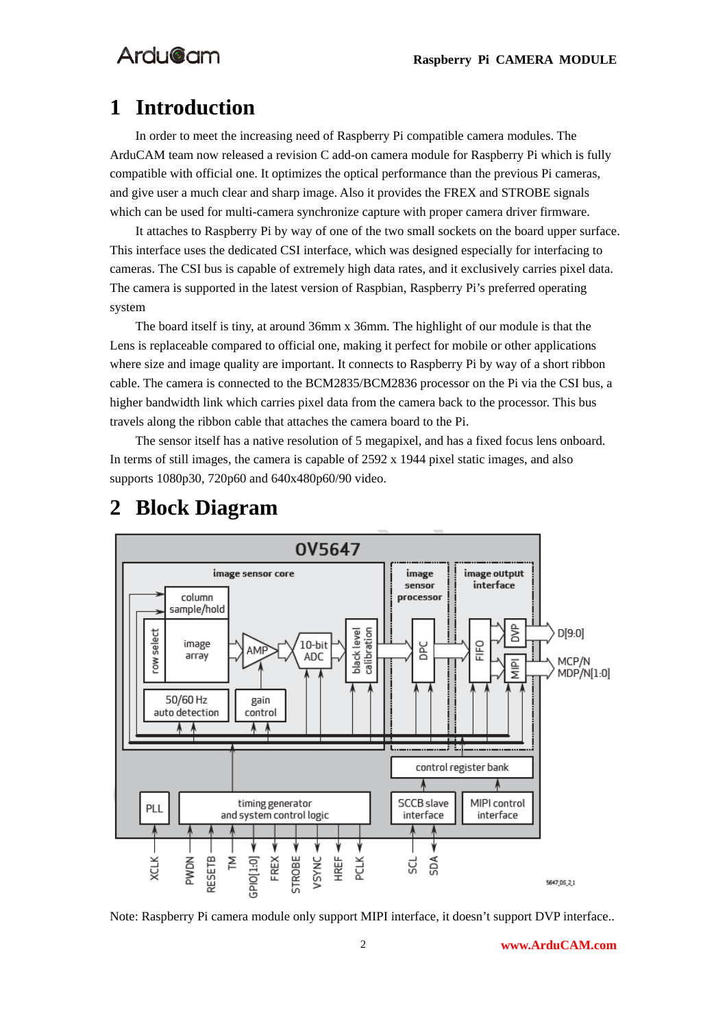# 1 Introduction

In order to meet the increasing need of Raspberry Pi compatible camera modules. The ArduCAM team now released a revision C add-on camera module for Raspberry Pi which is fully compatible with official one. It optimizes the optical performance than the previous Pi cameras, and give user a much clear and sharp image. Also it provides the FREX and STROBE signals which can be used for multi-camera synchronize capture with proper camera driver firmware.

It attaches to Raspberry Pi by way of one of the two small sockets on the board upper surface. This interface uses the dedicated CSI interface, which was designed especially for interfacing to cameras. The CSI bus is capable of extremely high data rates, and it exclusively carries pixel data. The camera is supported in the latest version of Raspbian, Raspberry Pi's preferred operating system

The board itself is tiny, at around 36mm x 36mm. The highlight of our module is that the Lens is replaceable compared to official one, making it perfect for mobile or other applications where size and image quality are important. It connects to Raspberry Pi by way of a short ribbon cable. The camera is connected to the BCM2835/BCM2836 processor on the Pi via the CSI bus, a higher bandwidth link which carries pixel data from the camera back to the processor. This bus travels along the ribbon cable that attaches the camera board to the Pi.

The sensor itself has a native resolution of 5 megapixel, and has a fixed focus lens onboard. In terms of still images, the camera is capable of 2592 x 1944 pixel static images, and also supports 1080p30, 720p60 and 640x480p60/90 video.

# 2 Block Diagram

OV5647

image sensor core | image sensor processor | image output interface

column sample/hold, row select, image array, AMP, 10-bit ADC, black level calibration, DPC, FIFO, DVP, MIPI, D[9:0], MCP/N MDP/N[1:0], 50/60 Hz auto detection, gain control, control register bank, PLL, timing generator and system control logic, SCCB slave interface, MIPI control interface

XCLK, PWDN, RESETB, TM, GPIO[1:0], FREX, STROBE, VSYNC, HREF, PCLK, SCL, SDA

5647_DS_2_1

Note: Raspberry Pi camera module only support MIPI interface, it doesn't support DVP interface..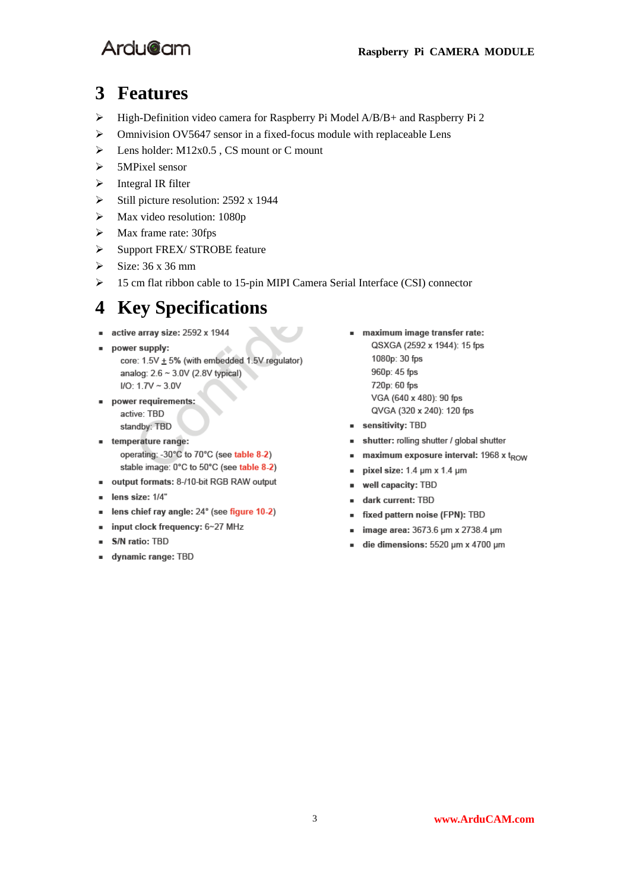# 3 Features

- High-Definition video camera for Raspberry Pi Model A/B/B+ and Raspberry Pi 2
- Omnivision OV5647 sensor in a fixed-focus module with replaceable Lens
- Lens holder: M12x0.5 , CS mount or C mount
- 5MPixel sensor
- Integral IR filter
- Still picture resolution: 2592 x 1944
- Max video resolution: 1080p
- Max frame rate: 30fps
- Support FREX/ STROBE feature
- Size: 36 x 36 mm
- 15 cm flat ribbon cable to 15-pin MIPI Camera Serial Interface (CSI) connector

# 4 Key Specifications

- **active array size:** 2592 x 1944
- **power supply:**
  core: 1.5V ± 5% (with embedded 1.5V regulator)
  analog: 2.6 ~ 3.0V (2.8V typical)
  I/O: 1.7V ~ 3.0V
- **power requirements:**
  active: TBD
  standby: TBD
- **temperature range:**
  operating: -30°C to 70°C (see table 8-2)
  stable image: 0°C to 50°C (see table 8-2)
- **output formats:** 8-/10-bit RGB RAW output
- **lens size:** 1/4"
- **lens chief ray angle:** 24° (see figure 10-2)
- **input clock frequency:** 6~27 MHz
- **S/N ratio:** TBD
- **dynamic range:** TBD
- **maximum image transfer rate:**
  QSXGA (2592 x 1944): 15 fps
  1080p: 30 fps
  960p: 45 fps
  720p: 60 fps
  VGA (640 x 480): 90 fps
  QVGA (320 x 240): 120 fps
- **sensitivity:** TBD
- **shutter:** rolling shutter / global shutter
- **maximum exposure interval:** 1968 x $t_{ROW}$
- **pixel size:** 1.4 µm x 1.4 µm
- **well capacity:** TBD
- **dark current:** TBD
- **fixed pattern noise (FPN):** TBD
- **image area:** 3673.6 µm x 2738.4 µm
- **die dimensions:** 5520 µm x 4700 µm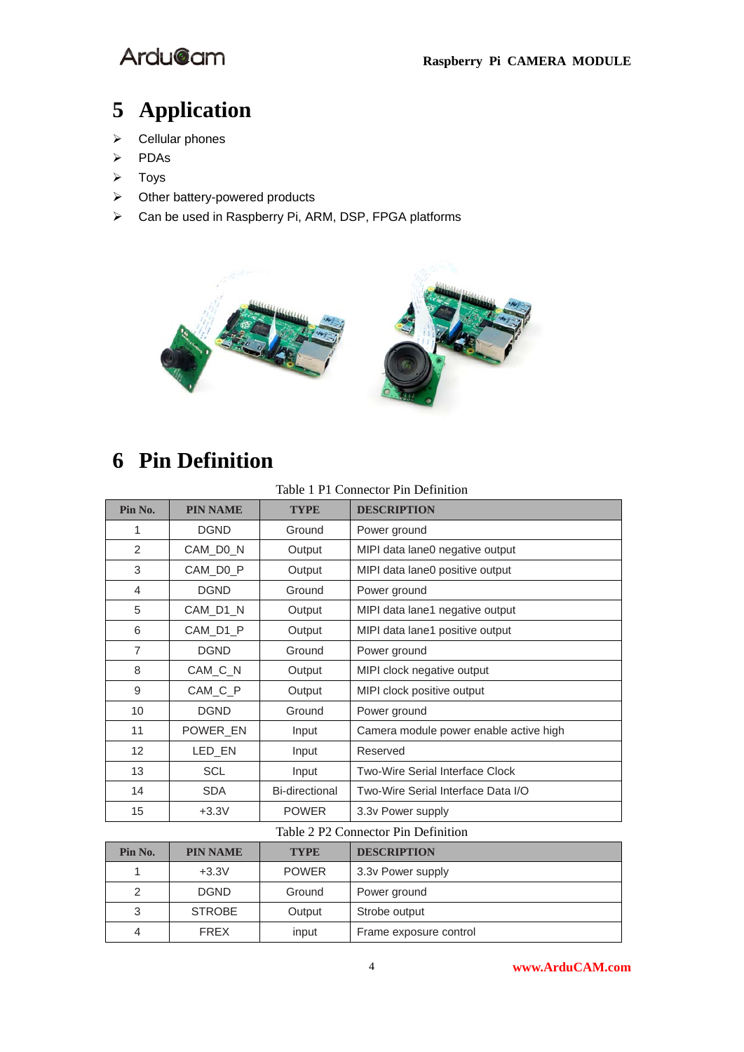# 5 Application

- Cellular phones
- PDAs
- Toys
- Other battery-powered products
- Can be used in Raspberry Pi, ARM, DSP, FPGA platforms

# 6 Pin Definition

Table 1 P1 Connector Pin Definition

| Pin No. | PIN NAME | TYPE | DESCRIPTION |
|---|---|---|---|
| 1 | DGND | Ground | Power ground |
| 2 | CAM_D0_N | Output | MIPI data lane0 negative output |
| 3 | CAM_D0_P | Output | MIPI data lane0 positive output |
| 4 | DGND | Ground | Power ground |
| 5 | CAM_D1_N | Output | MIPI data lane1 negative output |
| 6 | CAM_D1_P | Output | MIPI data lane1 positive output |
| 7 | DGND | Ground | Power ground |
| 8 | CAM_C_N | Output | MIPI clock negative output |
| 9 | CAM_C_P | Output | MIPI clock positive output |
| 10 | DGND | Ground | Power ground |
| 11 | POWER_EN | Input | Camera module power enable active high |
| 12 | LED_EN | Input | Reserved |
| 13 | SCL | Input | Two-Wire Serial Interface Clock |
| 14 | SDA | Bi-directional | Two-Wire Serial Interface Data I/O |
| 15 | +3.3V | POWER | 3.3v Power supply |

Table 2 P2 Connector Pin Definition

| Pin No. | PIN NAME | TYPE | DESCRIPTION |
|---|---|---|---|
| 1 | +3.3V | POWER | 3.3v Power supply |
| 2 | DGND | Ground | Power ground |
| 3 | STROBE | Output | Strobe output |
| 4 | FREX | input | Frame exposure control |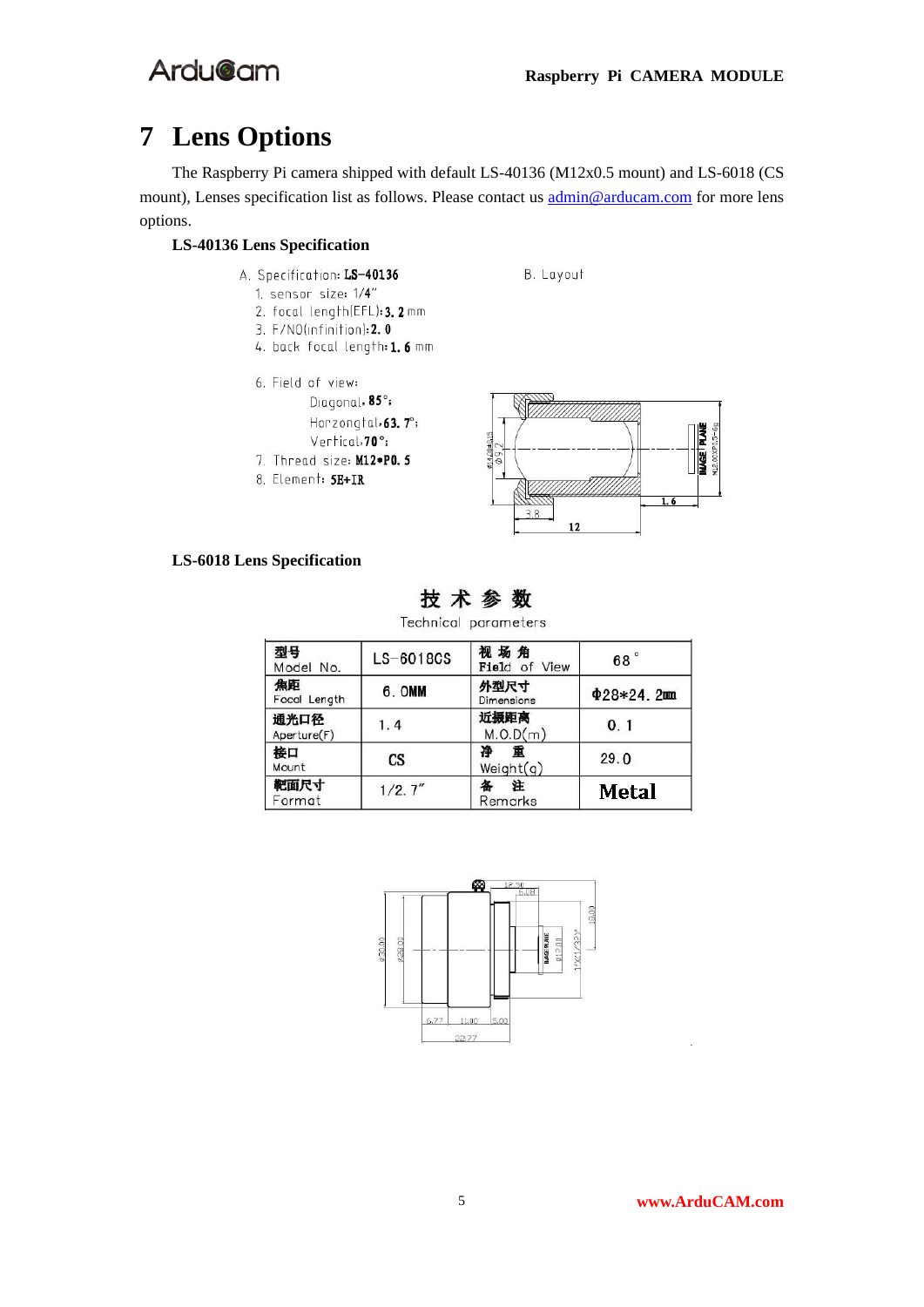# 7 Lens Options

The Raspberry Pi camera shipped with default LS-40136 (M12x0.5 mount) and LS-6018 (CS mount), Lenses specification list as follows. Please contact us admin@arducam.com for more lens options.

**LS-40136 Lens Specification**

A. Specification: **LS-40136**

1. sensor size: 1/4"
2. focal length(EFL): **3.2** mm
3. F/NO(infinition): **2.0**
4. back focal length: **1.6** mm

6. Field of view:
   - Diagonal: **85°**;
   - Horzongtal: **63.7°**;
   - Vertical: **70°**;
7. Thread size: **M12*P0.5**
8. Element: **5E+IR**

B. Layout

**LS-6018 Lens Specification**

**技 术 参 数**

Technical parameters

| 型号 Model No. | LS-6018CS | 视 场 角 Field of View | 68° |
|---|---|---|---|
| 焦距 Focal Length | 6.0MM | 外型尺寸 Dimensions | Φ28*24.2mm |
| 通光口径 Aperture(F) | 1.4 | 近摄距离 M.O.D(m) | 0.1 |
| 接口 Mount | CS | 净 重 Weight(g) | 29.0 |
| 靶面尺寸 Format | 1/2.7" | 备 注 Remarks | **Metal** |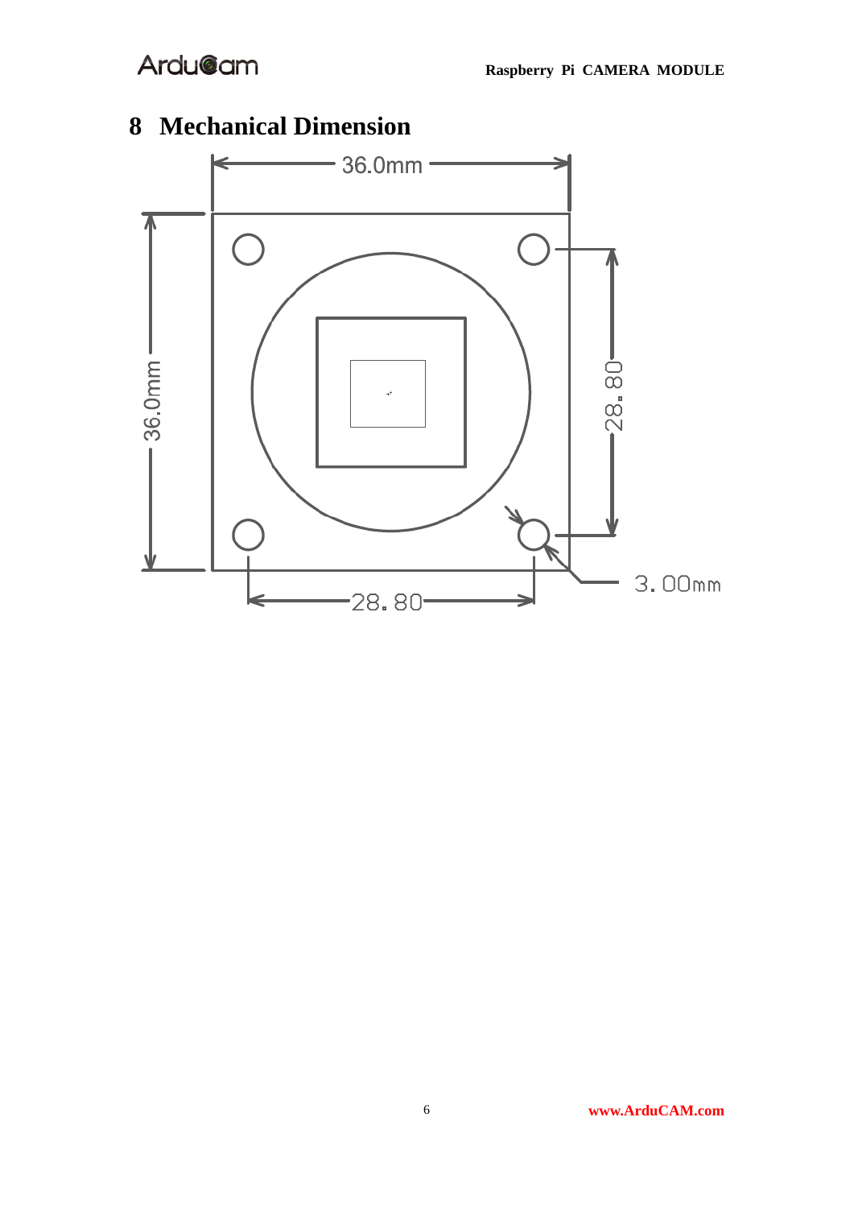# 8 Mechanical Dimension

36.0mm

36.0mm

28.80

28.80

3.00mm